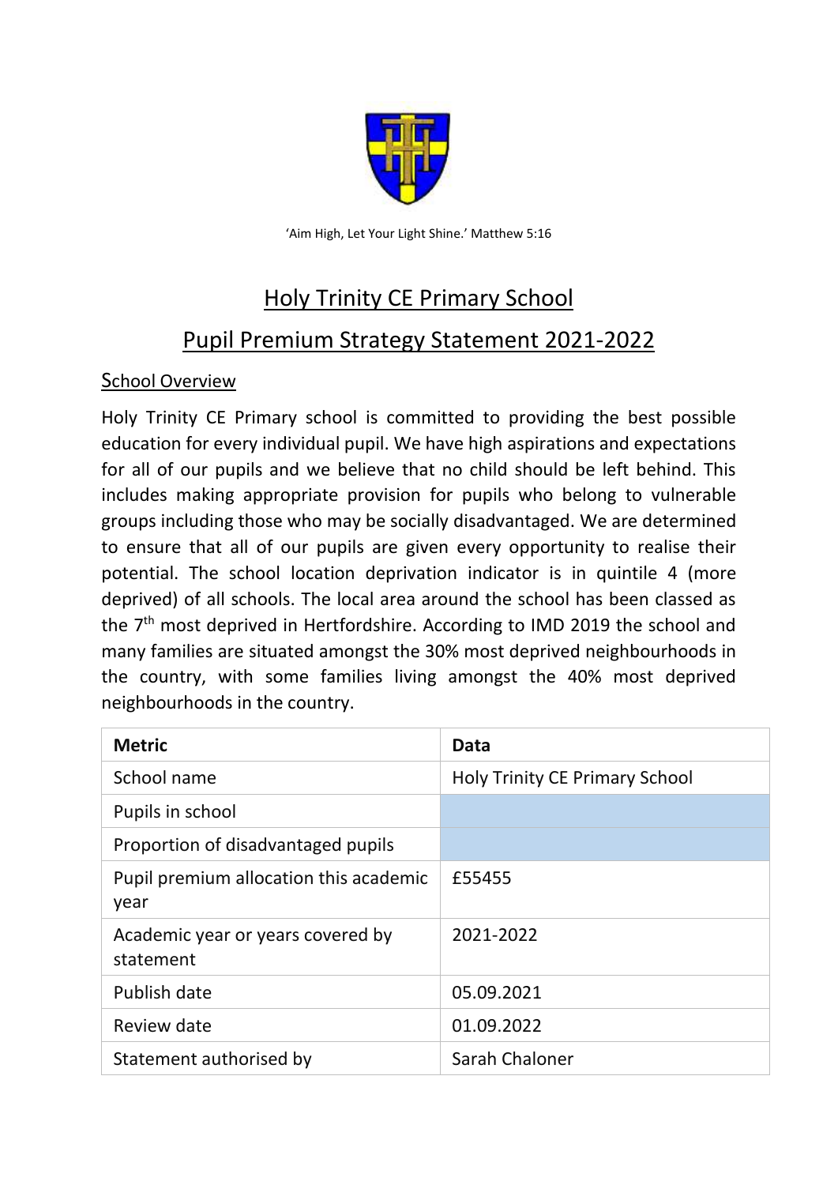'Aim High, Let Your Light Shine.' Matthew 5:16

# Holy Trinity CE Primary School

# Pupil Premium Strategy Statement 2021-2022

## School Overview

Holy Trinity CE Primary school is committed to providing the best possible education for every individual pupil. We have high aspirations and expectations for all of our pupils and we believe that no child should be left behind. This includes making appropriate provision for pupils who belong to vulnerable groups including those who may be socially disadvantaged. We are determined to ensure that all of our pupils are given every opportunity to realise their potential. The school location deprivation indicator is in quintile 4 (more deprived) of all schools. The local area around the school has been classed as the 7th most deprived in Hertfordshire. According to IMD 2019 the school and many families are situated amongst the 30% most deprived neighbourhoods in the country, with some families living amongst the 40% most deprived neighbourhoods in the country.

| Metric | Data |
|---|---|
| School name | Holy Trinity CE Primary School |
| Pupils in school | |
| Proportion of disadvantaged pupils | |
| Pupil premium allocation this academic year | £55455 |
| Academic year or years covered by statement | 2021-2022 |
| Publish date | 05.09.2021 |
| Review date | 01.09.2022 |
| Statement authorised by | Sarah Chaloner |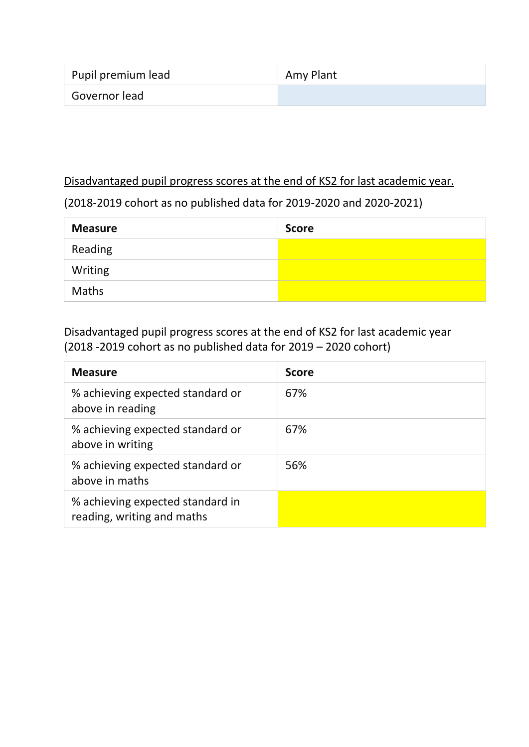| Pupil premium lead | Amy Plant |
| --- | --- |
| Governor lead | |

<u>Disadvantaged pupil progress scores at the end of KS2 for last academic year.</u>

(2018-2019 cohort as no published data for 2019-2020 and 2020-2021)

| Measure | Score |
| --- | --- |
| Reading | |
| Writing | |
| Maths | |

Disadvantaged pupil progress scores at the end of KS2 for last academic year (2018 -2019 cohort as no published data for 2019 – 2020 cohort)

| Measure | Score |
| --- | --- |
| % achieving expected standard or above in reading | 67% |
| % achieving expected standard or above in writing | 67% |
| % achieving expected standard or above in maths | 56% |
| % achieving expected standard in reading, writing and maths | |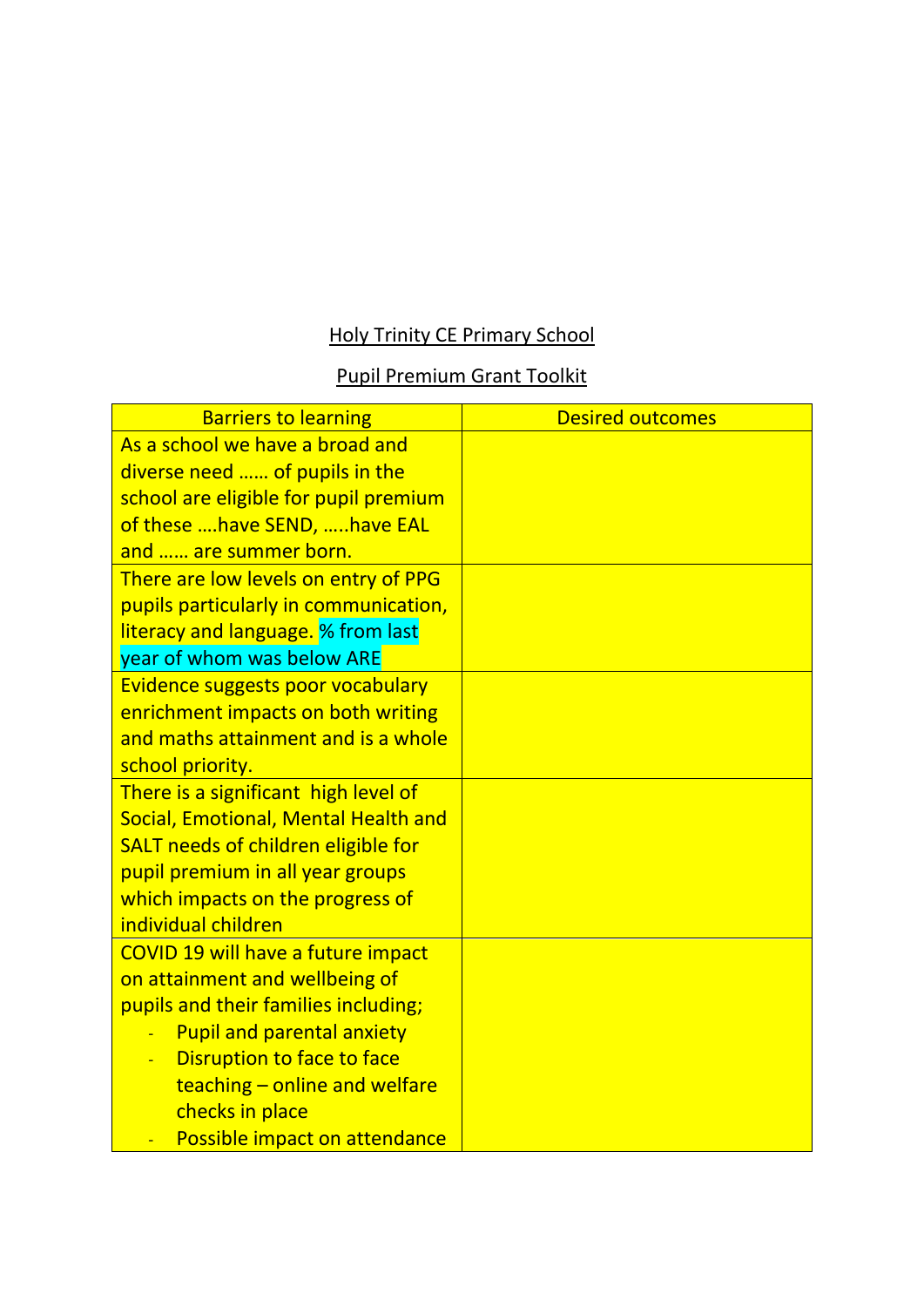Holy Trinity CE Primary School

Pupil Premium Grant Toolkit

| Barriers to learning | Desired outcomes |
| --- | --- |
| As a school we have a broad and diverse need …… of pupils in the school are eligible for pupil premium of these ….have SEND, …..have EAL and …… are summer born. | |
| There are low levels on entry of PPG pupils particularly in communication, literacy and language. % from last year of whom was below ARE | |
| Evidence suggests poor vocabulary enrichment impacts on both writing and maths attainment and is a whole school priority. | |
| There is a significant high level of Social, Emotional, Mental Health and SALT needs of children eligible for pupil premium in all year groups which impacts on the progress of individual children | |
| COVID 19 will have a future impact on attainment and wellbeing of pupils and their families including; <br>- Pupil and parental anxiety <br>- Disruption to face to face teaching – online and welfare checks in place <br>- Possible impact on attendance | |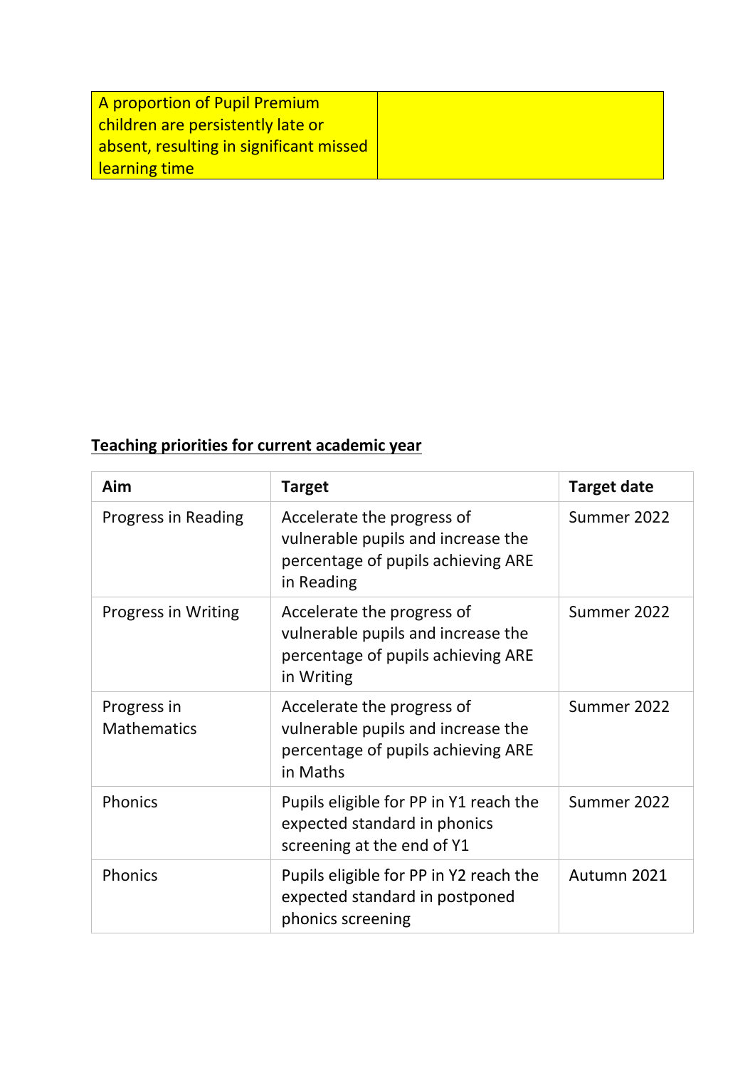| A proportion of Pupil Premium children are persistently late or absent, resulting in significant missed learning time | |
|---|---|

**Teaching priorities for current academic year**

| Aim | Target | Target date |
|---|---|---|
| Progress in Reading | Accelerate the progress of vulnerable pupils and increase the percentage of pupils achieving ARE in Reading | Summer 2022 |
| Progress in Writing | Accelerate the progress of vulnerable pupils and increase the percentage of pupils achieving ARE in Writing | Summer 2022 |
| Progress in Mathematics | Accelerate the progress of vulnerable pupils and increase the percentage of pupils achieving ARE in Maths | Summer 2022 |
| Phonics | Pupils eligible for PP in Y1 reach the expected standard in phonics screening at the end of Y1 | Summer 2022 |
| Phonics | Pupils eligible for PP in Y2 reach the expected standard in postponed phonics screening | Autumn 2021 |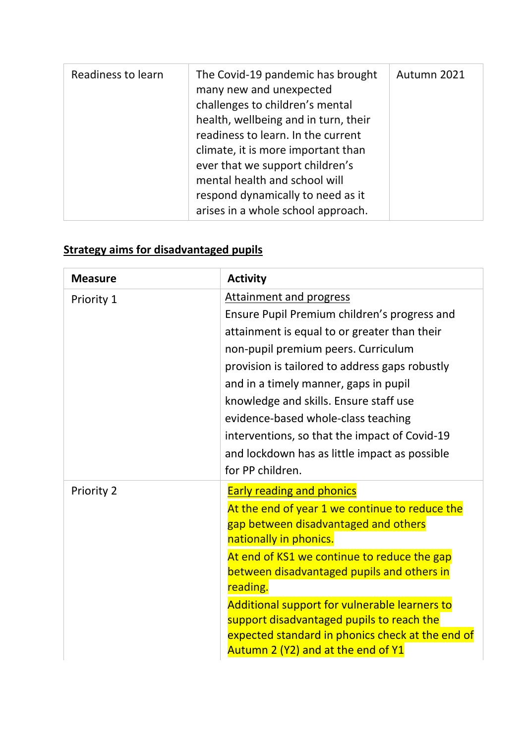| Readiness to learn | The Covid-19 pandemic has brought many new and unexpected challenges to children's mental health, wellbeing and in turn, their readiness to learn. In the current climate, it is more important than ever that we support children's mental health and school will respond dynamically to need as it arises in a whole school approach. | Autumn 2021 |
|---|---|---|

## Strategy aims for disadvantaged pupils

| Measure | Activity |
|---|---|
| Priority 1 | Attainment and progress<br>Ensure Pupil Premium children's progress and attainment is equal to or greater than their non-pupil premium peers. Curriculum provision is tailored to address gaps robustly and in a timely manner, gaps in pupil knowledge and skills. Ensure staff use evidence-based whole-class teaching interventions, so that the impact of Covid-19 and lockdown has as little impact as possible for PP children. |
| Priority 2 | Early reading and phonics<br>At the end of year 1 we continue to reduce the gap between disadvantaged and others nationally in phonics.<br>At end of KS1 we continue to reduce the gap between disadvantaged pupils and others in reading.<br>Additional support for vulnerable learners to support disadvantaged pupils to reach the expected standard in phonics check at the end of Autumn 2 (Y2) and at the end of Y1 |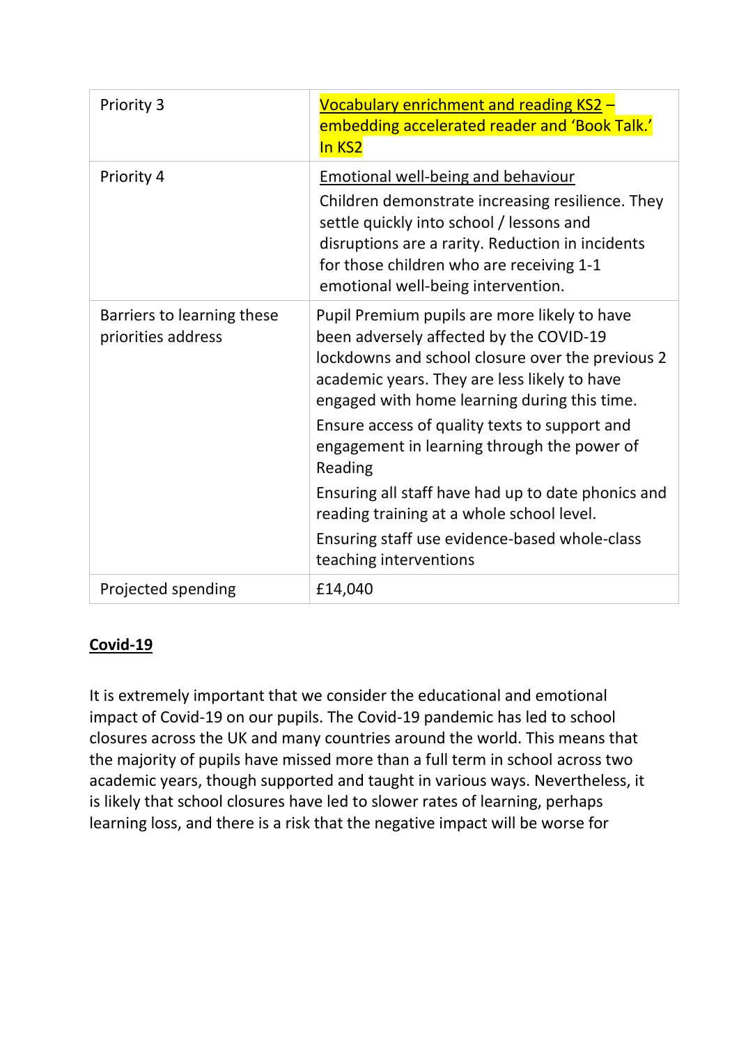| Priority 3 | Vocabulary enrichment and reading KS2 – embedding accelerated reader and 'Book Talk.' In KS2 |
|---|---|
| Priority 4 | Emotional well-being and behaviour<br>Children demonstrate increasing resilience. They settle quickly into school / lessons and disruptions are a rarity. Reduction in incidents for those children who are receiving 1-1 emotional well-being intervention. |
| Barriers to learning these priorities address | Pupil Premium pupils are more likely to have been adversely affected by the COVID-19 lockdowns and school closure over the previous 2 academic years. They are less likely to have engaged with home learning during this time.<br>Ensure access of quality texts to support and engagement in learning through the power of Reading<br>Ensuring all staff have had up to date phonics and reading training at a whole school level.<br>Ensuring staff use evidence-based whole-class teaching interventions |
| Projected spending | £14,040 |

## Covid-19

It is extremely important that we consider the educational and emotional impact of Covid-19 on our pupils. The Covid-19 pandemic has led to school closures across the UK and many countries around the world. This means that the majority of pupils have missed more than a full term in school across two academic years, though supported and taught in various ways. Nevertheless, it is likely that school closures have led to slower rates of learning, perhaps learning loss, and there is a risk that the negative impact will be worse for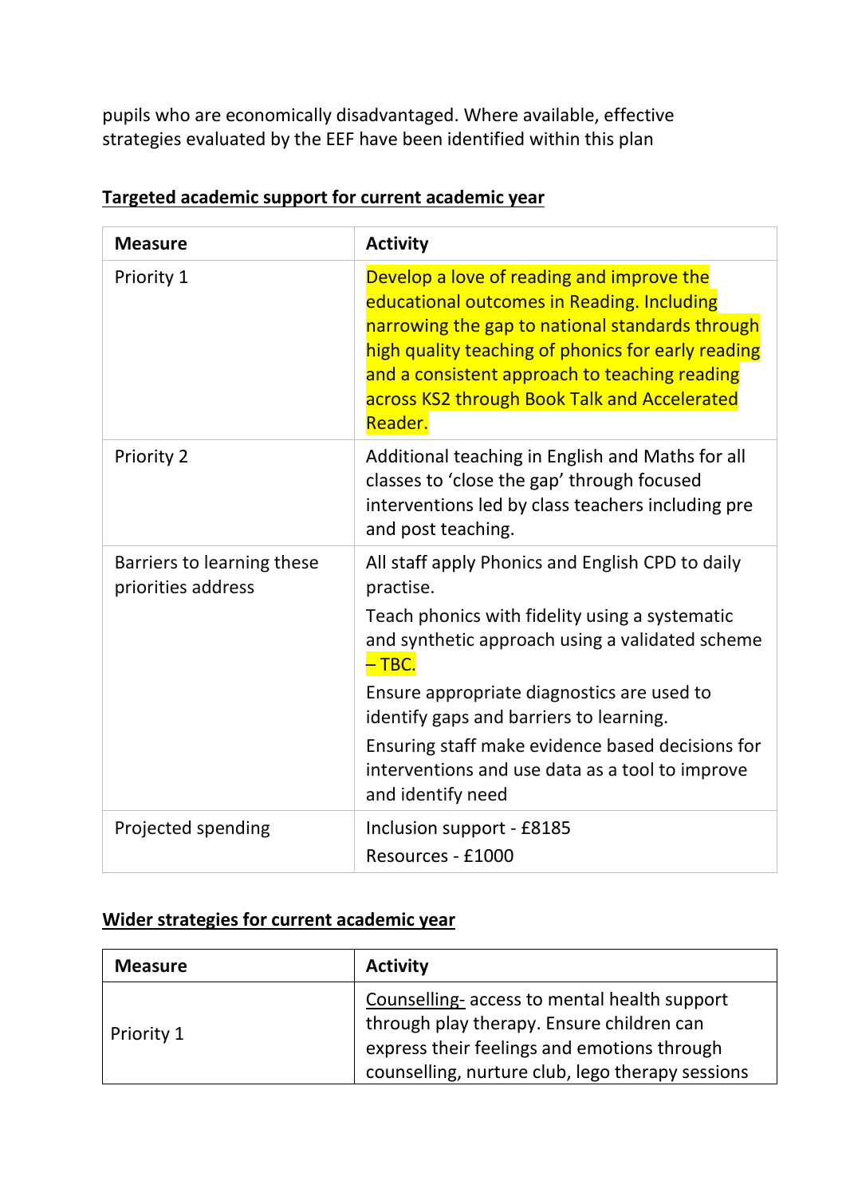pupils who are economically disadvantaged. Where available, effective strategies evaluated by the EEF have been identified within this plan

**Targeted academic support for current academic year**

| Measure | Activity |
|---|---|
| Priority 1 | Develop a love of reading and improve the educational outcomes in Reading. Including narrowing the gap to national standards through high quality teaching of phonics for early reading and a consistent approach to teaching reading across KS2 through Book Talk and Accelerated Reader. |
| Priority 2 | Additional teaching in English and Maths for all classes to 'close the gap' through focused interventions led by class teachers including pre and post teaching. |
| Barriers to learning these priorities address | All staff apply Phonics and English CPD to daily practise.<br>Teach phonics with fidelity using a systematic and synthetic approach using a validated scheme – TBC.<br>Ensure appropriate diagnostics are used to identify gaps and barriers to learning.<br>Ensuring staff make evidence based decisions for interventions and use data as a tool to improve and identify need |
| Projected spending | Inclusion support - £8185<br>Resources - £1000 |

**Wider strategies for current academic year**

| Measure | Activity |
|---|---|
| Priority 1 | Counselling- access to mental health support through play therapy. Ensure children can express their feelings and emotions through counselling, nurture club, lego therapy sessions |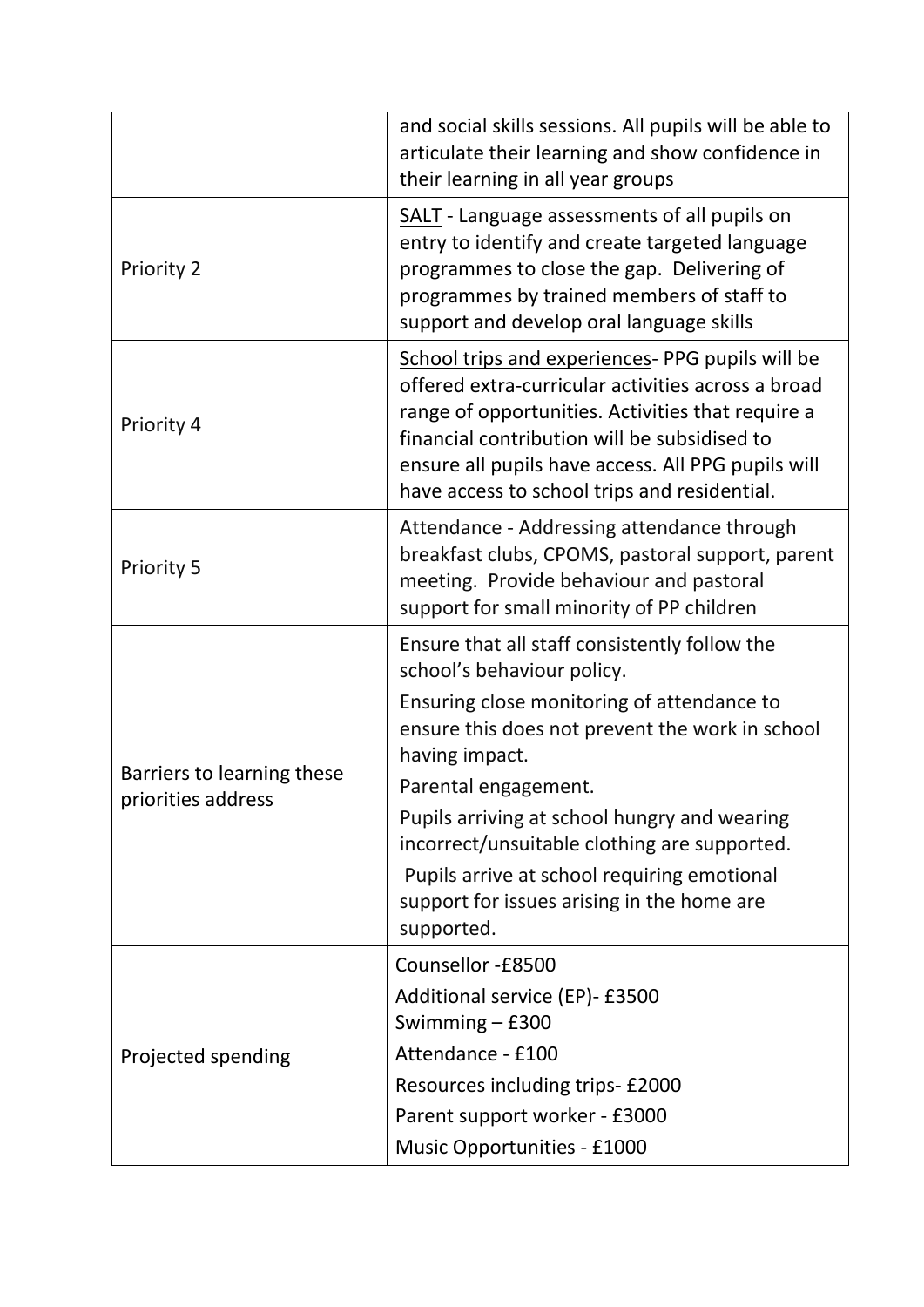| | |
|---|---|
| | and social skills sessions. All pupils will be able to articulate their learning and show confidence in their learning in all year groups |
| Priority 2 | SALT - Language assessments of all pupils on entry to identify and create targeted language programmes to close the gap. Delivering of programmes by trained members of staff to support and develop oral language skills |
| Priority 4 | School trips and experiences- PPG pupils will be offered extra-curricular activities across a broad range of opportunities. Activities that require a financial contribution will be subsidised to ensure all pupils have access. All PPG pupils will have access to school trips and residential. |
| Priority 5 | Attendance - Addressing attendance through breakfast clubs, CPOMS, pastoral support, parent meeting. Provide behaviour and pastoral support for small minority of PP children |
| Barriers to learning these priorities address | Ensure that all staff consistently follow the school's behaviour policy.<br>Ensuring close monitoring of attendance to ensure this does not prevent the work in school having impact.<br>Parental engagement.<br>Pupils arriving at school hungry and wearing incorrect/unsuitable clothing are supported.<br>Pupils arrive at school requiring emotional support for issues arising in the home are supported. |
| Projected spending | Counsellor -£8500<br>Additional service (EP)- £3500<br>Swimming – £300<br>Attendance - £100<br>Resources including trips- £2000<br>Parent support worker - £3000<br>Music Opportunities - £1000 |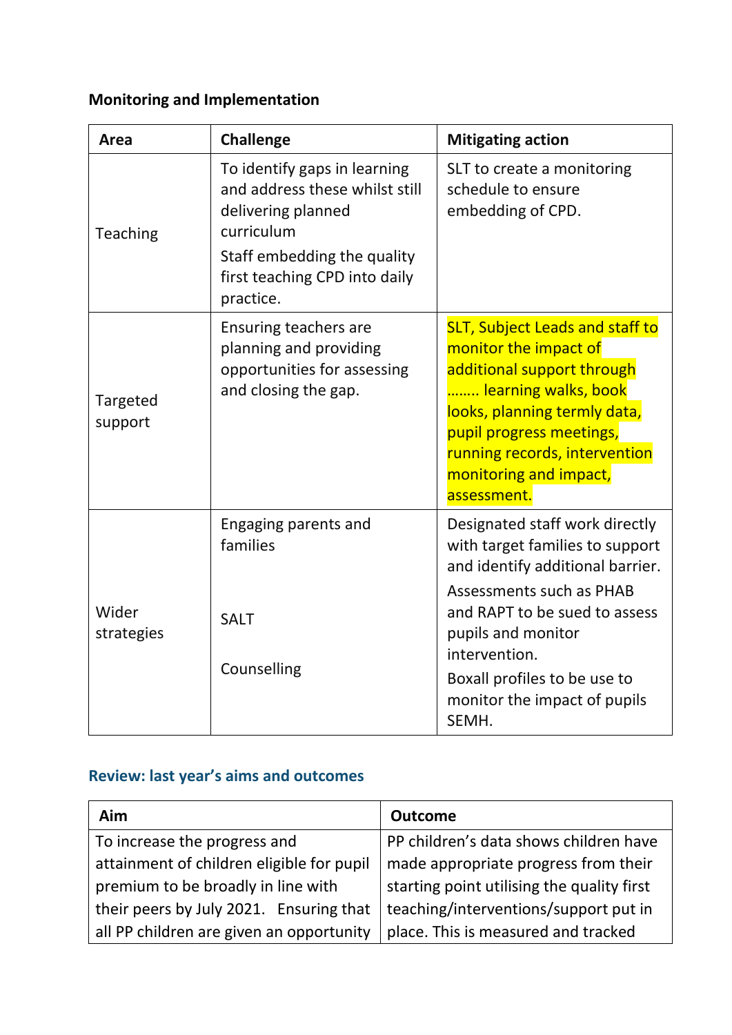**Monitoring and Implementation**

| Area | Challenge | Mitigating action |
| --- | --- | --- |
| Teaching | To identify gaps in learning and address these whilst still delivering planned curriculum<br>Staff embedding the quality first teaching CPD into daily practice. | SLT to create a monitoring schedule to ensure embedding of CPD. |
| Targeted support | Ensuring teachers are planning and providing opportunities for assessing and closing the gap. | SLT, Subject Leads and staff to monitor the impact of additional support through …….. learning walks, book looks, planning termly data, pupil progress meetings, running records, intervention monitoring and impact, assessment. |
| Wider strategies | Engaging parents and families<br><br>SALT<br><br>Counselling | Designated staff work directly with target families to support and identify additional barrier.<br>Assessments such as PHAB and RAPT to be sued to assess pupils and monitor intervention.<br>Boxall profiles to be use to monitor the impact of pupils SEMH. |

## Review: last year's aims and outcomes

| Aim | Outcome |
| --- | --- |
| To increase the progress and attainment of children eligible for pupil premium to be broadly in line with their peers by July 2021. Ensuring that all PP children are given an opportunity | PP children's data shows children have made appropriate progress from their starting point utilising the quality first teaching/interventions/support put in place. This is measured and tracked |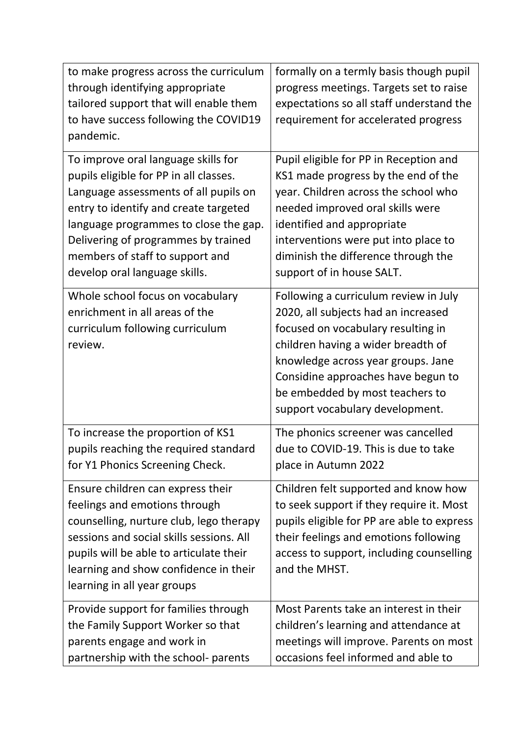| | |
|---|---|
| to make progress across the curriculum through identifying appropriate tailored support that will enable them to have success following the COVID19 pandemic. | formally on a termly basis though pupil progress meetings. Targets set to raise expectations so all staff understand the requirement for accelerated progress |
| To improve oral language skills for pupils eligible for PP in all classes. Language assessments of all pupils on entry to identify and create targeted language programmes to close the gap. Delivering of programmes by trained members of staff to support and develop oral language skills. | Pupil eligible for PP in Reception and KS1 made progress by the end of the year. Children across the school who needed improved oral skills were identified and appropriate interventions were put into place to diminish the difference through the support of in house SALT. |
| Whole school focus on vocabulary enrichment in all areas of the curriculum following curriculum review. | Following a curriculum review in July 2020, all subjects had an increased focused on vocabulary resulting in children having a wider breadth of knowledge across year groups. Jane Considine approaches have begun to be embedded by most teachers to support vocabulary development. |
| To increase the proportion of KS1 pupils reaching the required standard for Y1 Phonics Screening Check. | The phonics screener was cancelled due to COVID-19. This is due to take place in Autumn 2022 |
| Ensure children can express their feelings and emotions through counselling, nurture club, lego therapy sessions and social skills sessions. All pupils will be able to articulate their learning and show confidence in their learning in all year groups | Children felt supported and know how to seek support if they require it. Most pupils eligible for PP are able to express their feelings and emotions following access to support, including counselling and the MHST. |
| Provide support for families through the Family Support Worker so that parents engage and work in partnership with the school- parents | Most Parents take an interest in their children's learning and attendance at meetings will improve. Parents on most occasions feel informed and able to |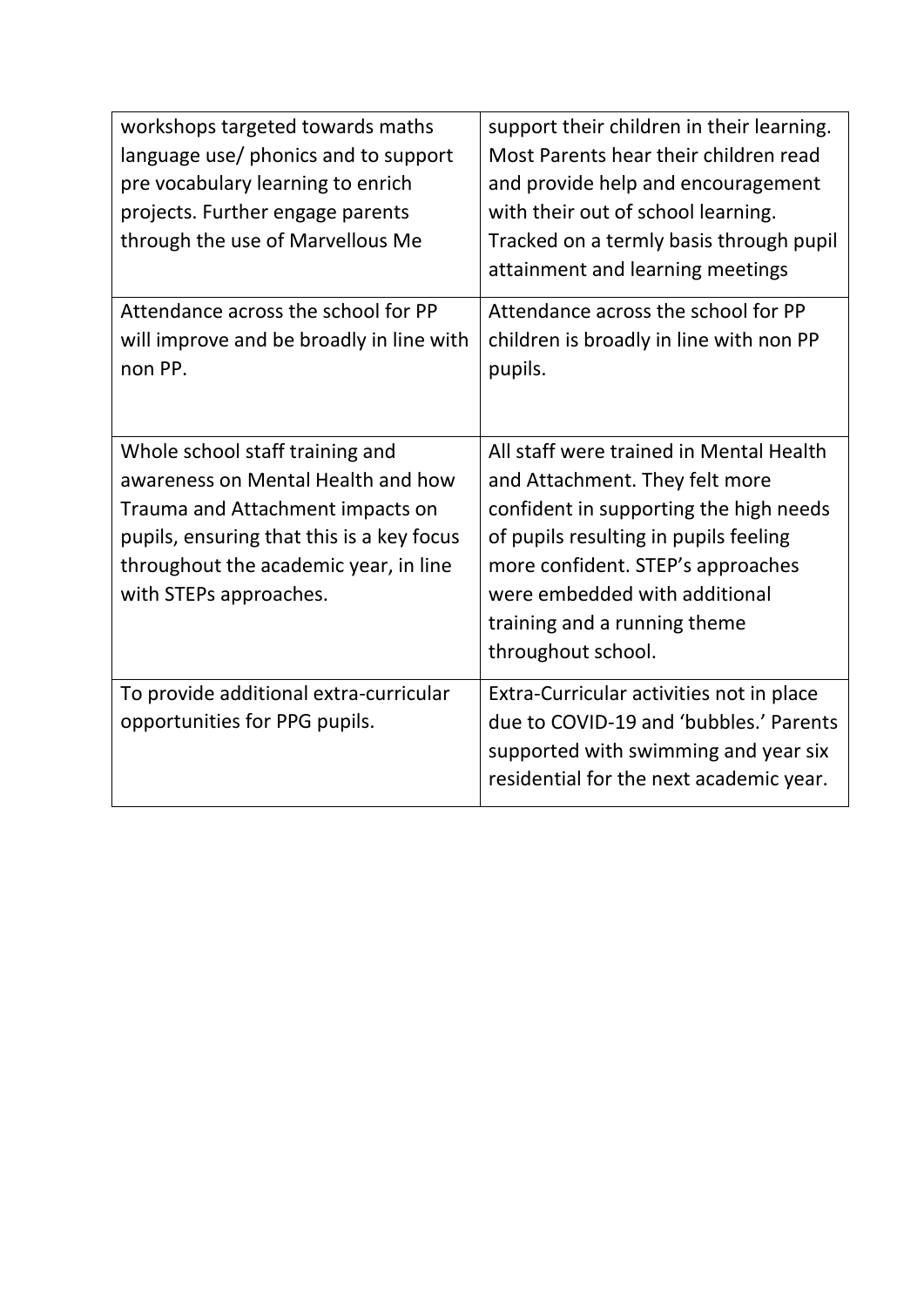| | |
|---|---|
| workshops targeted towards maths language use/ phonics and to support pre vocabulary learning to enrich projects. Further engage parents through the use of Marvellous Me | support their children in their learning. Most Parents hear their children read and provide help and encouragement with their out of school learning. Tracked on a termly basis through pupil attainment and learning meetings |
| Attendance across the school for PP will improve and be broadly in line with non PP. | Attendance across the school for PP children is broadly in line with non PP pupils. |
| Whole school staff training and awareness on Mental Health and how Trauma and Attachment impacts on pupils, ensuring that this is a key focus throughout the academic year, in line with STEPs approaches. | All staff were trained in Mental Health and Attachment. They felt more confident in supporting the high needs of pupils resulting in pupils feeling more confident. STEP's approaches were embedded with additional training and a running theme throughout school. |
| To provide additional extra-curricular opportunities for PPG pupils. | Extra-Curricular activities not in place due to COVID-19 and 'bubbles.' Parents supported with swimming and year six residential for the next academic year. |